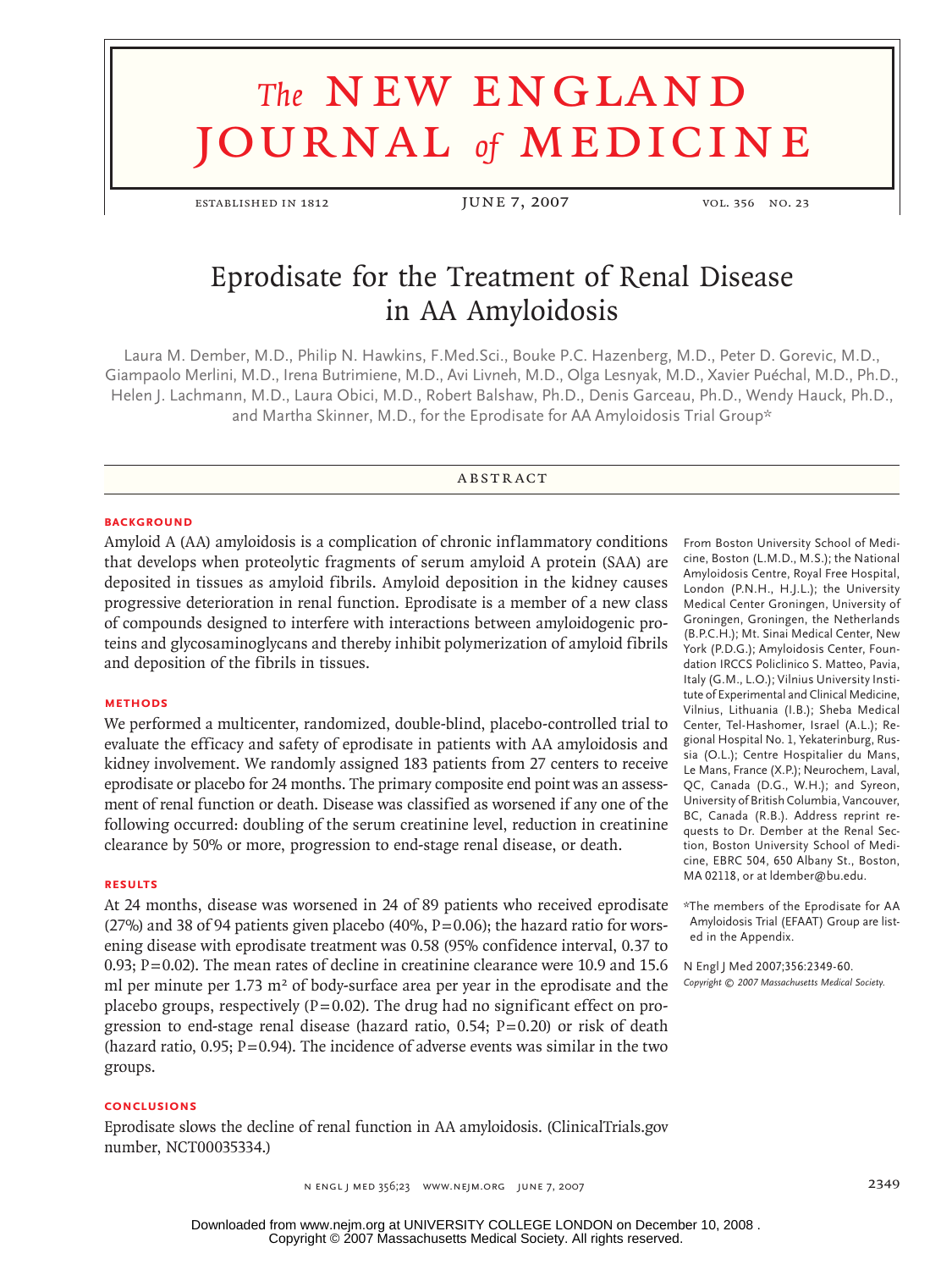# Eprodisate for the Treatment of Renal Disease in AA Amyloidosis

Laura M. Dember, M.D., Philip N. Hawkins, F.Med.Sci., Bouke P.C. Hazenberg, M.D., Peter D. Gorevic, M.D., Giampaolo Merlini, M.D., Irena Butrimiene, M.D., Avi Livneh, M.D., Olga Lesnyak, M.D., Xavier Puéchal, M.D., Ph.D., Helen J. Lachmann, M.D., Laura Obici, M.D., Robert Balshaw, Ph.D., Denis Garceau, Ph.D., Wendy Hauck, Ph.D., and Martha Skinner, M.D., for the Eprodisate for AA Amyloidosis Trial Group*

## ABSTRACT

### BACKGROUND

Amyloid A (AA) amyloidosis is a complication of chronic inflammatory conditions that develops when proteolytic fragments of serum amyloid A protein (SAA) are deposited in tissues as amyloid fibrils. Amyloid deposition in the kidney causes progressive deterioration in renal function. Eprodisate is a member of a new class of compounds designed to interfere with interactions between amyloidogenic proteins and glycosaminoglycans and thereby inhibit polymerization of amyloid fibrils and deposition of the fibrils in tissues.

### METHODS

We performed a multicenter, randomized, double-blind, placebo-controlled trial to evaluate the efficacy and safety of eprodisate in patients with AA amyloidosis and kidney involvement. We randomly assigned 183 patients from 27 centers to receive eprodisate or placebo for 24 months. The primary composite end point was an assessment of renal function or death. Disease was classified as worsened if any one of the following occurred: doubling of the serum creatinine level, reduction in creatinine clearance by 50% or more, progression to end-stage renal disease, or death.

### RESULTS

At 24 months, disease was worsened in 24 of 89 patients who received eprodisate (27%) and 38 of 94 patients given placebo (40%, $P=0.06$); the hazard ratio for worsening disease with eprodisate treatment was 0.58 (95% confidence interval, 0.37 to 0.93; $P=0.02$). The mean rates of decline in creatinine clearance were 10.9 and 15.6 ml per minute per 1.73 $m^2$ of body-surface area per year in the eprodisate and the placebo groups, respectively ($P=0.02$). The drug had no significant effect on progression to end-stage renal disease (hazard ratio, 0.54; $P=0.20$) or risk of death (hazard ratio, 0.95; $P=0.94$). The incidence of adverse events was similar in the two groups.

### CONCLUSIONS

Eprodisate slows the decline of renal function in AA amyloidosis. (ClinicalTrials.gov number, NCT00035334.)

From Boston University School of Medicine, Boston (L.M.D., M.S.); the National Amyloidosis Centre, Royal Free Hospital, London (P.N.H., H.J.L.); the University Medical Center Groningen, University of Groningen, Groningen, the Netherlands (B.P.C.H.); Mt. Sinai Medical Center, New York (P.D.G.); Amyloidosis Center, Foundation IRCCS Policlinico S. Matteo, Pavia, Italy (G.M., L.O.); Vilnius University Institute of Experimental and Clinical Medicine, Vilnius, Lithuania (I.B.); Sheba Medical Center, Tel-Hashomer, Israel (A.L.); Regional Hospital No. 1, Yekaterinburg, Russia (O.L.); Centre Hospitalier du Mans, Le Mans, France (X.P.); Neurochem, Laval, QC, Canada (D.G., W.H.); and Syreon, University of British Columbia, Vancouver, BC, Canada (R.B.). Address reprint requests to Dr. Dember at the Renal Section, Boston University School of Medicine, EBRC 504, 650 Albany St., Boston, MA 02118, or at ldember@bu.edu.

*The members of the Eprodisate for AA Amyloidosis Trial (EFAAT) Group are listed in the Appendix.

N Engl J Med 2007;356:2349-60.
*Copyright © 2007 Massachusetts Medical Society.*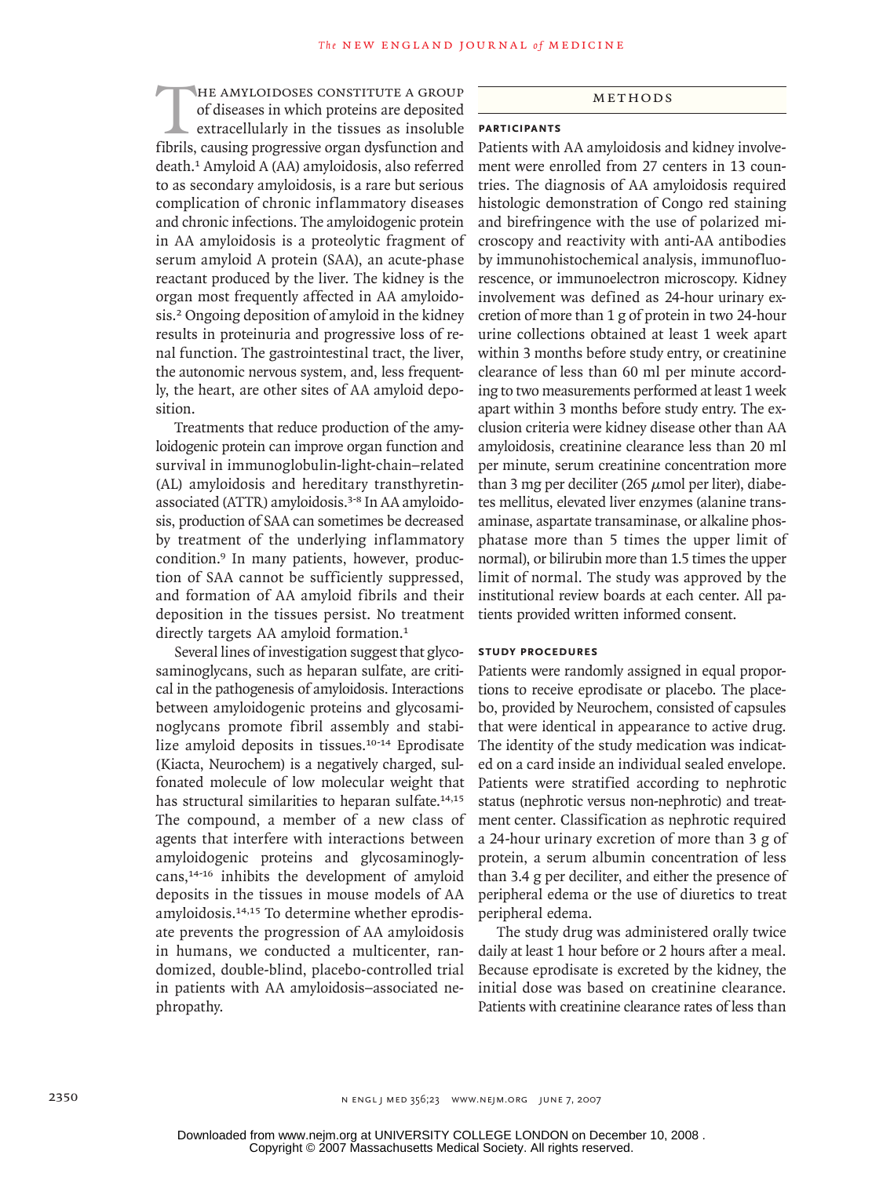The amyloidoses constitute a group of diseases in which proteins are deposited extracellularly in the tissues as insoluble fibrils, causing progressive organ dysfunction and death.[1] Amyloid A (AA) amyloidosis, also referred to as secondary amyloidosis, is a rare but serious complication of chronic inflammatory diseases and chronic infections. The amyloidogenic protein in AA amyloidosis is a proteolytic fragment of serum amyloid A protein (SAA), an acute-phase reactant produced by the liver. The kidney is the organ most frequently affected in AA amyloidosis.[2] Ongoing deposition of amyloid in the kidney results in proteinuria and progressive loss of renal function. The gastrointestinal tract, the liver, the autonomic nervous system, and, less frequently, the heart, are other sites of AA amyloid deposition.

Treatments that reduce production of the amyloidogenic protein can improve organ function and survival in immunoglobulin-light-chain–related (AL) amyloidosis and hereditary transthyretin-associated (ATTR) amyloidosis.[3-8] In AA amyloidosis, production of SAA can sometimes be decreased by treatment of the underlying inflammatory condition.[9] In many patients, however, production of SAA cannot be sufficiently suppressed, and formation of AA amyloid fibrils and their deposition in the tissues persist. No treatment directly targets AA amyloid formation.[1]

Several lines of investigation suggest that glycosaminoglycans, such as heparan sulfate, are critical in the pathogenesis of amyloidosis. Interactions between amyloidogenic proteins and glycosaminoglycans promote fibril assembly and stabilize amyloid deposits in tissues.[10-14] Eprodisate (Kiacta, Neurochem) is a negatively charged, sulfonated molecule of low molecular weight that has structural similarities to heparan sulfate.[14,15] The compound, a member of a new class of agents that interfere with interactions between amyloidogenic proteins and glycosaminoglycans,[14-16] inhibits the development of amyloid deposits in the tissues in mouse models of AA amyloidosis.[14,15] To determine whether eprodisate prevents the progression of AA amyloidosis in humans, we conducted a multicenter, randomized, double-blind, placebo-controlled trial in patients with AA amyloidosis–associated nephropathy.

## Methods

### Participants

Patients with AA amyloidosis and kidney involvement were enrolled from 27 centers in 13 countries. The diagnosis of AA amyloidosis required histologic demonstration of Congo red staining and birefringence with the use of polarized microscopy and reactivity with anti-AA antibodies by immunohistochemical analysis, immunofluorescence, or immunoelectron microscopy. Kidney involvement was defined as 24-hour urinary excretion of more than 1 g of protein in two 24-hour urine collections obtained at least 1 week apart within 3 months before study entry, or creatinine clearance of less than 60 ml per minute according to two measurements performed at least 1 week apart within 3 months before study entry. The exclusion criteria were kidney disease other than AA amyloidosis, creatinine clearance less than 20 ml per minute, serum creatinine concentration more than 3 mg per deciliter (265 μmol per liter), diabetes mellitus, elevated liver enzymes (alanine transaminase, aspartate transaminase, or alkaline phosphatase more than 5 times the upper limit of normal), or bilirubin more than 1.5 times the upper limit of normal. The study was approved by the institutional review boards at each center. All patients provided written informed consent.

### Study Procedures

Patients were randomly assigned in equal proportions to receive eprodisate or placebo. The placebo, provided by Neurochem, consisted of capsules that were identical in appearance to active drug. The identity of the study medication was indicated on a card inside an individual sealed envelope. Patients were stratified according to nephrotic status (nephrotic versus non-nephrotic) and treatment center. Classification as nephrotic required a 24-hour urinary excretion of more than 3 g of protein, a serum albumin concentration of less than 3.4 g per deciliter, and either the presence of peripheral edema or the use of diuretics to treat peripheral edema.

The study drug was administered orally twice daily at least 1 hour before or 2 hours after a meal. Because eprodisate is excreted by the kidney, the initial dose was based on creatinine clearance. Patients with creatinine clearance rates of less than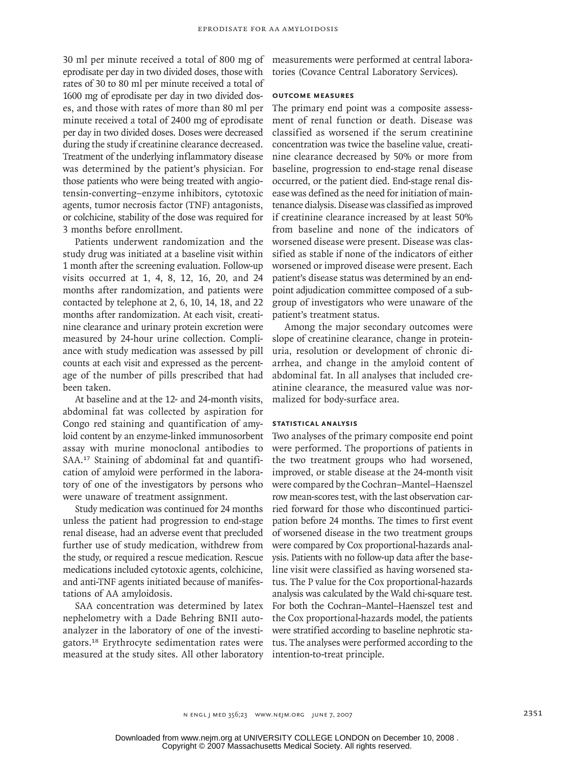30 ml per minute received a total of 800 mg of eprodisate per day in two divided doses, those with rates of 30 to 80 ml per minute received a total of 1600 mg of eprodisate per day in two divided doses, and those with rates of more than 80 ml per minute received a total of 2400 mg of eprodisate per day in two divided doses. Doses were decreased during the study if creatinine clearance decreased. Treatment of the underlying inflammatory disease was determined by the patient's physician. For those patients who were being treated with angiotensin-converting–enzyme inhibitors, cytotoxic agents, tumor necrosis factor (TNF) antagonists, or colchicine, stability of the dose was required for 3 months before enrollment.

Patients underwent randomization and the study drug was initiated at a baseline visit within 1 month after the screening evaluation. Follow-up visits occurred at 1, 4, 8, 12, 16, 20, and 24 months after randomization, and patients were contacted by telephone at 2, 6, 10, 14, 18, and 22 months after randomization. At each visit, creatinine clearance and urinary protein excretion were measured by 24-hour urine collection. Compliance with study medication was assessed by pill counts at each visit and expressed as the percentage of the number of pills prescribed that had been taken.

At baseline and at the 12- and 24-month visits, abdominal fat was collected by aspiration for Congo red staining and quantification of amyloid content by an enzyme-linked immunosorbent assay with murine monoclonal antibodies to SAA.[17] Staining of abdominal fat and quantification of amyloid were performed in the laboratory of one of the investigators by persons who were unaware of treatment assignment.

Study medication was continued for 24 months unless the patient had progression to end-stage renal disease, had an adverse event that precluded further use of study medication, withdrew from the study, or required a rescue medication. Rescue medications included cytotoxic agents, colchicine, and anti-TNF agents initiated because of manifestations of AA amyloidosis.

SAA concentration was determined by latex nephelometry with a Dade Behring BNII autoanalyzer in the laboratory of one of the investigators.[18] Erythrocyte sedimentation rates were measured at the study sites. All other laboratory measurements were performed at central laboratories (Covance Central Laboratory Services).

### OUTCOME MEASURES

The primary end point was a composite assessment of renal function or death. Disease was classified as worsened if the serum creatinine concentration was twice the baseline value, creatinine clearance decreased by 50% or more from baseline, progression to end-stage renal disease occurred, or the patient died. End-stage renal disease was defined as the need for initiation of maintenance dialysis. Disease was classified as improved if creatinine clearance increased by at least 50% from baseline and none of the indicators of worsened disease were present. Disease was classified as stable if none of the indicators of either worsened or improved disease were present. Each patient's disease status was determined by an end-point adjudication committee composed of a subgroup of investigators who were unaware of the patient's treatment status.

Among the major secondary outcomes were slope of creatinine clearance, change in proteinuria, resolution or development of chronic diarrhea, and change in the amyloid content of abdominal fat. In all analyses that included creatinine clearance, the measured value was normalized for body-surface area.

### STATISTICAL ANALYSIS

Two analyses of the primary composite end point were performed. The proportions of patients in the two treatment groups who had worsened, improved, or stable disease at the 24-month visit were compared by the Cochran–Mantel–Haenszel row mean-scores test, with the last observation carried forward for those who discontinued participation before 24 months. The times to first event of worsened disease in the two treatment groups were compared by Cox proportional-hazards analysis. Patients with no follow-up data after the baseline visit were classified as having worsened status. The P value for the Cox proportional-hazards analysis was calculated by the Wald chi-square test. For both the Cochran–Mantel–Haenszel test and the Cox proportional-hazards model, the patients were stratified according to baseline nephrotic status. The analyses were performed according to the intention-to-treat principle.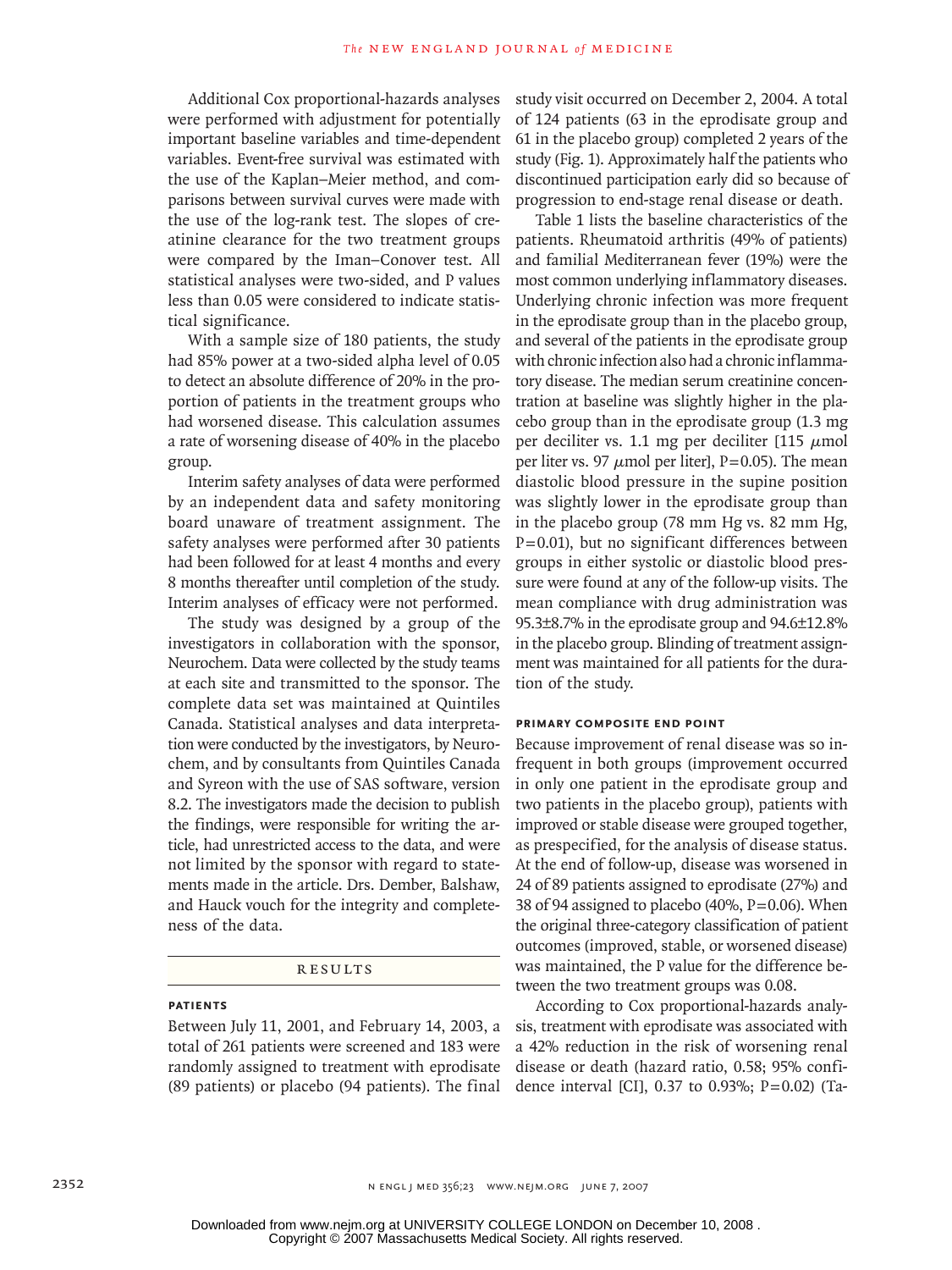Additional Cox proportional-hazards analyses were performed with adjustment for potentially important baseline variables and time-dependent variables. Event-free survival was estimated with the use of the Kaplan–Meier method, and comparisons between survival curves were made with the use of the log-rank test. The slopes of creatinine clearance for the two treatment groups were compared by the Iman–Conover test. All statistical analyses were two-sided, and P values less than 0.05 were considered to indicate statistical significance.

With a sample size of 180 patients, the study had 85% power at a two-sided alpha level of 0.05 to detect an absolute difference of 20% in the proportion of patients in the treatment groups who had worsened disease. This calculation assumes a rate of worsening disease of 40% in the placebo group.

Interim safety analyses of data were performed by an independent data and safety monitoring board unaware of treatment assignment. The safety analyses were performed after 30 patients had been followed for at least 4 months and every 8 months thereafter until completion of the study. Interim analyses of efficacy were not performed.

The study was designed by a group of the investigators in collaboration with the sponsor, Neurochem. Data were collected by the study teams at each site and transmitted to the sponsor. The complete data set was maintained at Quintiles Canada. Statistical analyses and data interpretation were conducted by the investigators, by Neurochem, and by consultants from Quintiles Canada and Syreon with the use of SAS software, version 8.2. The investigators made the decision to publish the findings, were responsible for writing the article, had unrestricted access to the data, and were not limited by the sponsor with regard to statements made in the article. Drs. Dember, Balshaw, and Hauck vouch for the integrity and completeness of the data.

## RESULTS

### PATIENTS

Between July 11, 2001, and February 14, 2003, a total of 261 patients were screened and 183 were randomly assigned to treatment with eprodisate (89 patients) or placebo (94 patients). The final study visit occurred on December 2, 2004. A total of 124 patients (63 in the eprodisate group and 61 in the placebo group) completed 2 years of the study (Fig. 1). Approximately half the patients who discontinued participation early did so because of progression to end-stage renal disease or death.

Table 1 lists the baseline characteristics of the patients. Rheumatoid arthritis (49% of patients) and familial Mediterranean fever (19%) were the most common underlying inflammatory diseases. Underlying chronic infection was more frequent in the eprodisate group than in the placebo group, and several of the patients in the eprodisate group with chronic infection also had a chronic inflammatory disease. The median serum creatinine concentration at baseline was slightly higher in the placebo group than in the eprodisate group (1.3 mg per deciliter vs. 1.1 mg per deciliter [115 μmol per liter vs. 97 μmol per liter], P=0.05). The mean diastolic blood pressure in the supine position was slightly lower in the eprodisate group than in the placebo group (78 mm Hg vs. 82 mm Hg, P=0.01), but no significant differences between groups in either systolic or diastolic blood pressure were found at any of the follow-up visits. The mean compliance with drug administration was 95.3±8.7% in the eprodisate group and 94.6±12.8% in the placebo group. Blinding of treatment assignment was maintained for all patients for the duration of the study.

### PRIMARY COMPOSITE END POINT

Because improvement of renal disease was so infrequent in both groups (improvement occurred in only one patient in the eprodisate group and two patients in the placebo group), patients with improved or stable disease were grouped together, as prespecified, for the analysis of disease status. At the end of follow-up, disease was worsened in 24 of 89 patients assigned to eprodisate (27%) and 38 of 94 assigned to placebo (40%, P=0.06). When the original three-category classification of patient outcomes (improved, stable, or worsened disease) was maintained, the P value for the difference between the two treatment groups was 0.08.

According to Cox proportional-hazards analysis, treatment with eprodisate was associated with a 42% reduction in the risk of worsening renal disease or death (hazard ratio, 0.58; 95% confidence interval [CI], 0.37 to 0.93%; P=0.02) (Ta-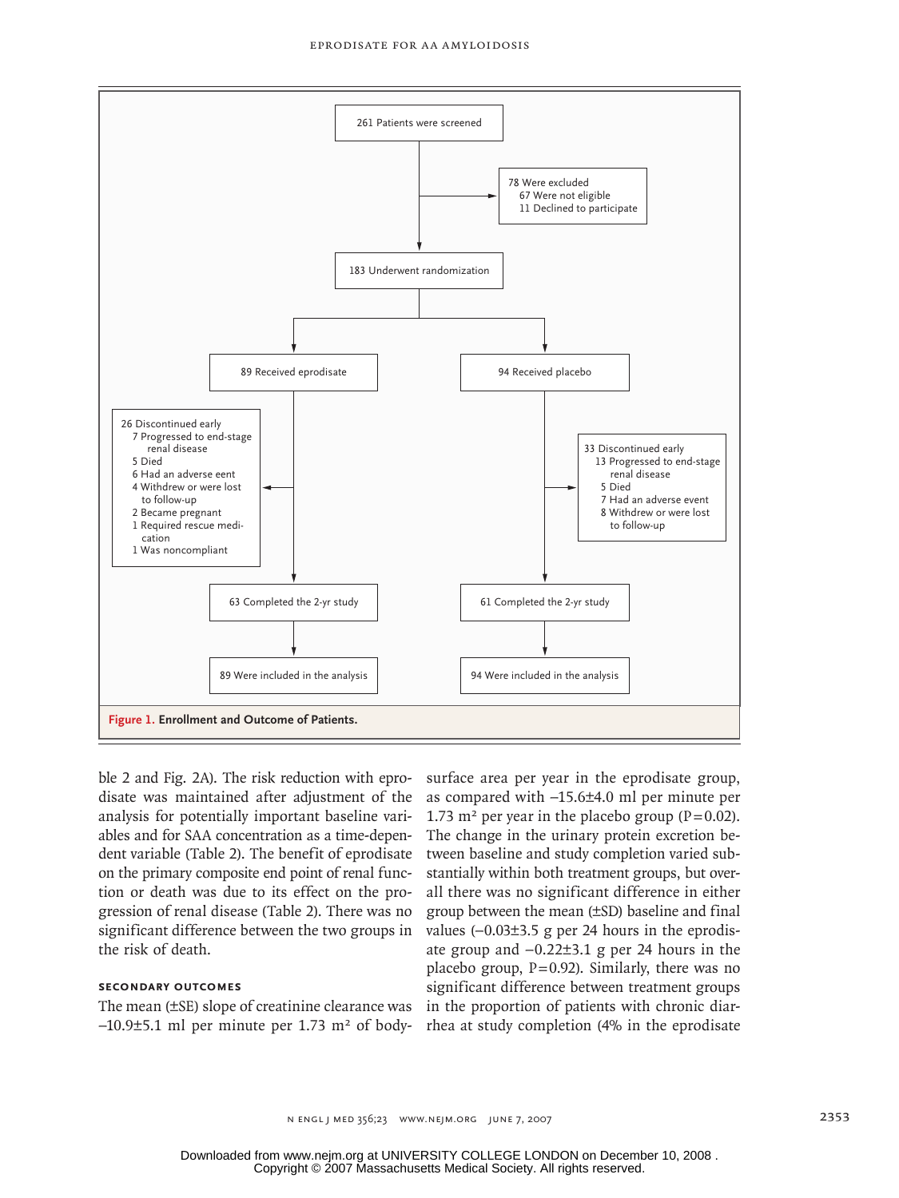261 Patients were screened

78 Were excluded
- 67 Were not eligible
- 11 Declined to participate

183 Underwent randomization

| Eprodisate | Placebo |
|---|---|
| 89 Received eprodisate | 94 Received placebo |
| 26 Discontinued early<br>7 Progressed to end-stage renal disease<br>5 Died<br>6 Had an adverse eent<br>4 Withdrew or were lost to follow-up<br>2 Became pregnant<br>1 Required rescue medication<br>1 Was noncompliant | 33 Discontinued early<br>13 Progressed to end-stage renal disease<br>5 Died<br>7 Had an adverse event<br>8 Withdrew or were lost to follow-up |
| 63 Completed the 2-yr study | 61 Completed the 2-yr study |
| 89 Were included in the analysis | 94 Were included in the analysis |

**Figure 1. Enrollment and Outcome of Patients.**

ble 2 and Fig. 2A). The risk reduction with eprodisate was maintained after adjustment of the analysis for potentially important baseline variables and for SAA concentration as a time-dependent variable (Table 2). The benefit of eprodisate on the primary composite end point of renal function or death was due to its effect on the progression of renal disease (Table 2). There was no significant difference between the two groups in the risk of death.

### SECONDARY OUTCOMES

The mean (±SE) slope of creatinine clearance was −10.9±5.1 ml per minute per 1.73 $m^2$ of body-surface area per year in the eprodisate group, as compared with −15.6±4.0 ml per minute per 1.73 $m^2$ per year in the placebo group ($P=0.02$). The change in the urinary protein excretion between baseline and study completion varied substantially within both treatment groups, but overall there was no significant difference in either group between the mean (±SD) baseline and final values (−0.03±3.5 g per 24 hours in the eprodisate group and −0.22±3.1 g per 24 hours in the placebo group, $P=0.92$). Similarly, there was no significant difference between treatment groups in the proportion of patients with chronic diarrhea at study completion (4% in the eprodisate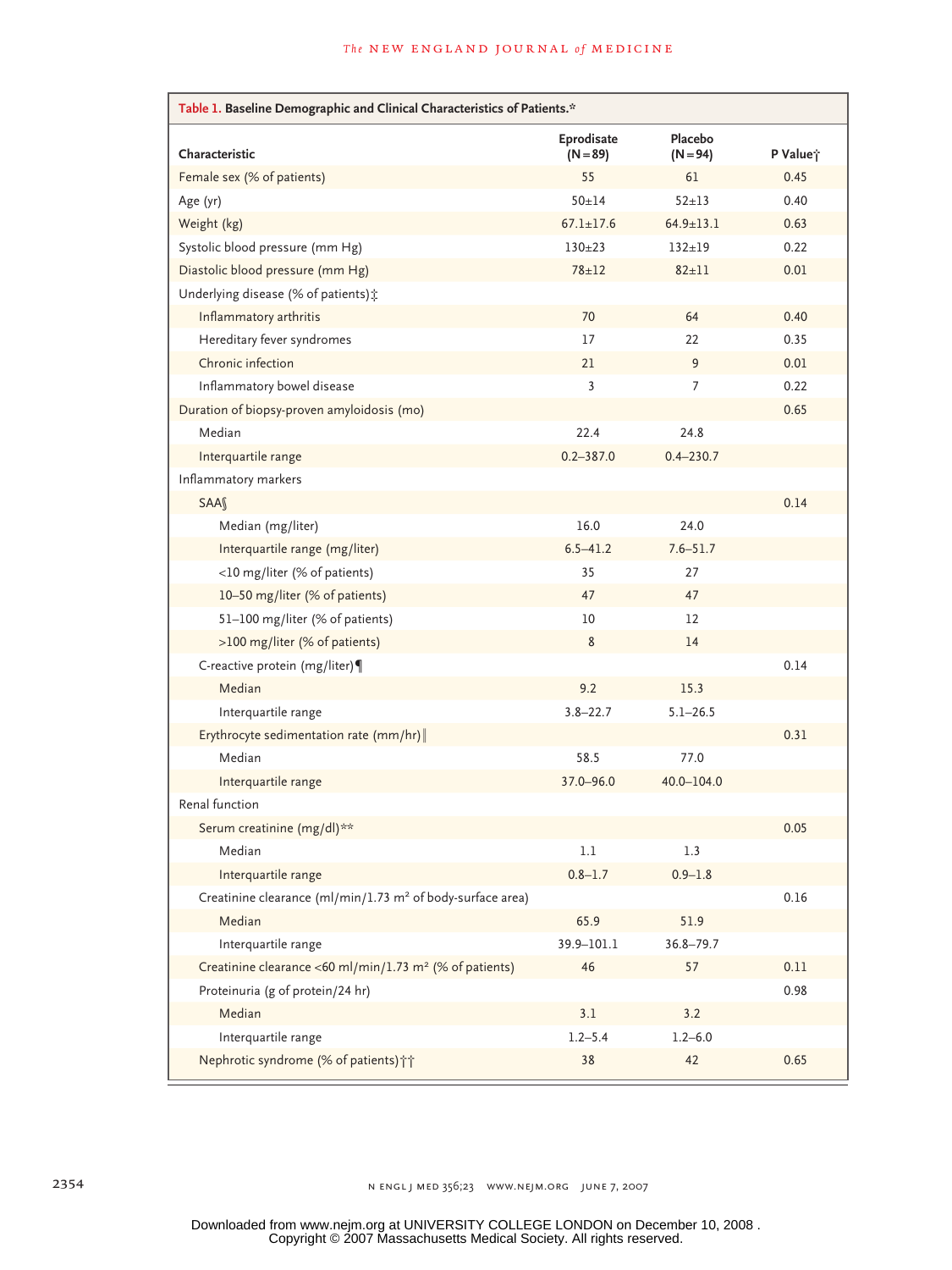**Table 1. Baseline Demographic and Clinical Characteristics of Patients.***

| Characteristic | Eprodisate (N=89) | Placebo (N=94) | P Value† |
|---|---|---|---|
| Female sex (% of patients) | 55 | 61 | 0.45 |
| Age (yr) | 50±14 | 52±13 | 0.40 |
| Weight (kg) | 67.1±17.6 | 64.9±13.1 | 0.63 |
| Systolic blood pressure (mm Hg) | 130±23 | 132±19 | 0.22 |
| Diastolic blood pressure (mm Hg) | 78±12 | 82±11 | 0.01 |
| Underlying disease (% of patients)‡ | | | |
| Inflammatory arthritis | 70 | 64 | 0.40 |
| Hereditary fever syndromes | 17 | 22 | 0.35 |
| Chronic infection | 21 | 9 | 0.01 |
| Inflammatory bowel disease | 3 | 7 | 0.22 |
| Duration of biopsy-proven amyloidosis (mo) | | | 0.65 |
| Median | 22.4 | 24.8 | |
| Interquartile range | 0.2–387.0 | 0.4–230.7 | |
| Inflammatory markers | | | |
| SAA§ | | | 0.14 |
| Median (mg/liter) | 16.0 | 24.0 | |
| Interquartile range (mg/liter) | 6.5–41.2 | 7.6–51.7 | |
| <10 mg/liter (% of patients) | 35 | 27 | |
| 10–50 mg/liter (% of patients) | 47 | 47 | |
| 51–100 mg/liter (% of patients) | 10 | 12 | |
| >100 mg/liter (% of patients) | 8 | 14 | |
| C-reactive protein (mg/liter)¶ | | | 0.14 |
| Median | 9.2 | 15.3 | |
| Interquartile range | 3.8–22.7 | 5.1–26.5 | |
| Erythrocyte sedimentation rate (mm/hr)‖ | | | 0.31 |
| Median | 58.5 | 77.0 | |
| Interquartile range | 37.0–96.0 | 40.0–104.0 | |
| Renal function | | | |
| Serum creatinine (mg/dl)** | | | 0.05 |
| Median | 1.1 | 1.3 | |
| Interquartile range | 0.8–1.7 | 0.9–1.8 | |
| Creatinine clearance (ml/min/1.73 m² of body-surface area) | | | 0.16 |
| Median | 65.9 | 51.9 | |
| Interquartile range | 39.9–101.1 | 36.8–79.7 | |
| Creatinine clearance <60 ml/min/1.73 m² (% of patients) | 46 | 57 | 0.11 |
| Proteinuria (g of protein/24 hr) | | | 0.98 |
| Median | 3.1 | 3.2 | |
| Interquartile range | 1.2–5.4 | 1.2–6.0 | |
| Nephrotic syndrome (% of patients)†† | 38 | 42 | 0.65 |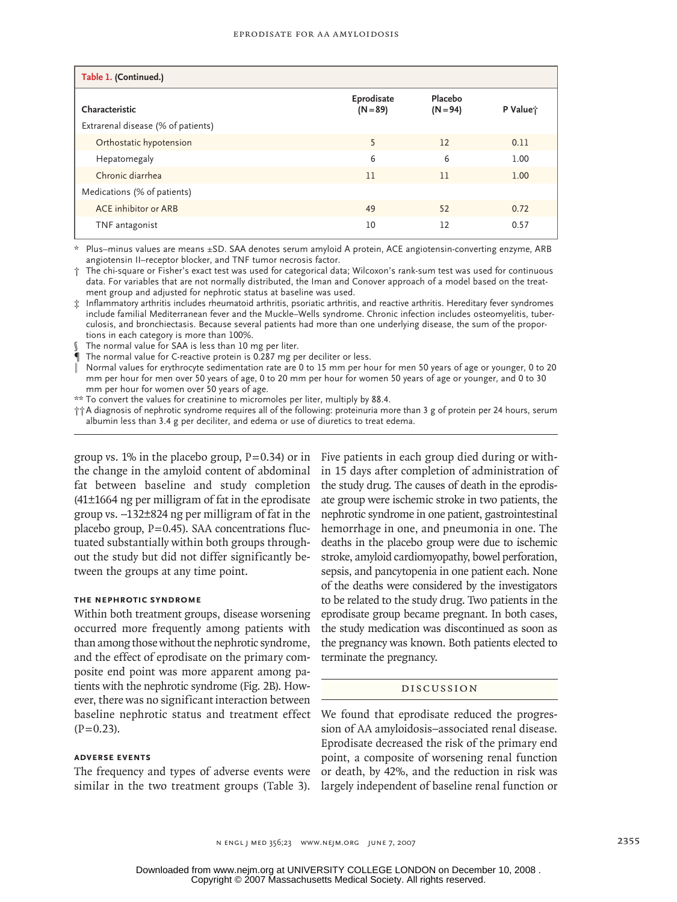**Table 1. (Continued.)**

| Characteristic | Eprodisate (N=89) | Placebo (N=94) | P Value† |
|---|---|---|---|
| Extrarenal disease (% of patients) | | | |
| Orthostatic hypotension | 5 | 12 | 0.11 |
| Hepatomegaly | 6 | 6 | 1.00 |
| Chronic diarrhea | 11 | 11 | 1.00 |
| Medications (% of patients) | | | |
| ACE inhibitor or ARB | 49 | 52 | 0.72 |
| TNF antagonist | 10 | 12 | 0.57 |

\* Plus–minus values are means ±SD. SAA denotes serum amyloid A protein, ACE angiotensin-converting enzyme, ARB angiotensin II–receptor blocker, and TNF tumor necrosis factor.

† The chi-square or Fisher's exact test was used for categorical data; Wilcoxon's rank-sum test was used for continuous data. For variables that are not normally distributed, the Iman and Conover approach of a model based on the treatment group and adjusted for nephrotic status at baseline was used.

‡ Inflammatory arthritis includes rheumatoid arthritis, psoriatic arthritis, and reactive arthritis. Hereditary fever syndromes include familial Mediterranean fever and the Muckle–Wells syndrome. Chronic infection includes osteomyelitis, tuberculosis, and bronchiectasis. Because several patients had more than one underlying disease, the sum of the proportions in each category is more than 100%.

§ The normal value for SAA is less than 10 mg per liter.

¶ The normal value for C-reactive protein is 0.287 mg per deciliter or less.

‖ Normal values for erythrocyte sedimentation rate are 0 to 15 mm per hour for men 50 years of age or younger, 0 to 20 mm per hour for men over 50 years of age, 0 to 20 mm per hour for women 50 years of age or younger, and 0 to 30 mm per hour for women over 50 years of age.

\*\* To convert the values for creatinine to micromoles per liter, multiply by 88.4.

†† A diagnosis of nephrotic syndrome requires all of the following: proteinuria more than 3 g of protein per 24 hours, serum albumin less than 3.4 g per deciliter, and edema or use of diuretics to treat edema.

group vs. 1% in the placebo group, P=0.34) or in the change in the amyloid content of abdominal fat between baseline and study completion (41±1664 ng per milligram of fat in the eprodisate group vs. –132±824 ng per milligram of fat in the placebo group, P=0.45). SAA concentrations fluctuated substantially within both groups throughout the study but did not differ significantly between the groups at any time point.

### The Nephrotic Syndrome

Within both treatment groups, disease worsening occurred more frequently among patients with than among those without the nephrotic syndrome, and the effect of eprodisate on the primary composite end point was more apparent among patients with the nephrotic syndrome (Fig. 2B). However, there was no significant interaction between baseline nephrotic status and treatment effect (P=0.23).

### Adverse Events

The frequency and types of adverse events were similar in the two treatment groups (Table 3). Five patients in each group died during or within 15 days after completion of administration of the study drug. The causes of death in the eprodisate group were ischemic stroke in two patients, the nephrotic syndrome in one patient, gastrointestinal hemorrhage in one, and pneumonia in one. The deaths in the placebo group were due to ischemic stroke, amyloid cardiomyopathy, bowel perforation, sepsis, and pancytopenia in one patient each. None of the deaths were considered by the investigators to be related to the study drug. Two patients in the eprodisate group became pregnant. In both cases, the study medication was discontinued as soon as the pregnancy was known. Both patients elected to terminate the pregnancy.

## Discussion

We found that eprodisate reduced the progression of AA amyloidosis–associated renal disease. Eprodisate decreased the risk of the primary end point, a composite of worsening renal function or death, by 42%, and the reduction in risk was largely independent of baseline renal function or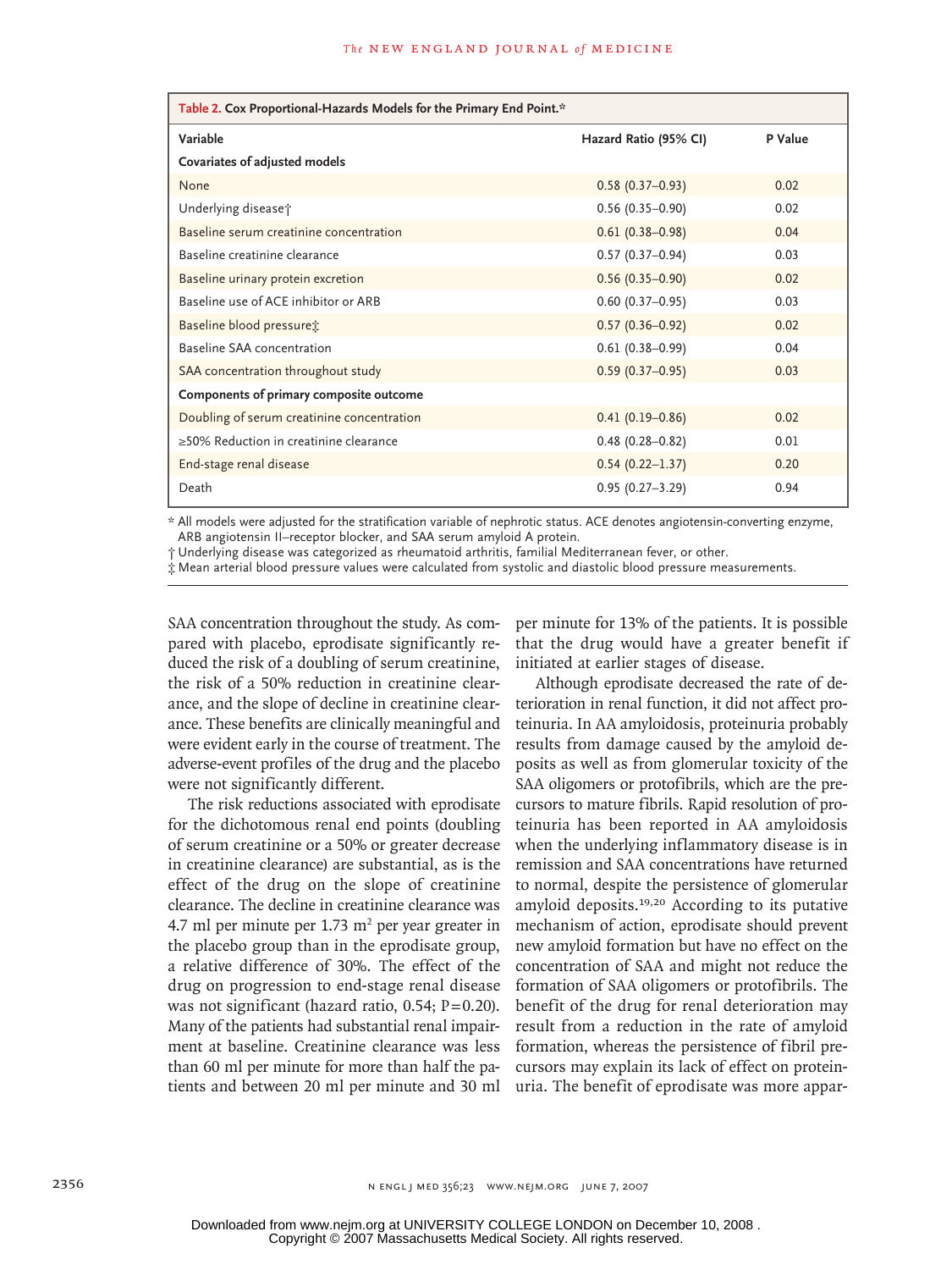**Table 2. Cox Proportional-Hazards Models for the Primary End Point.***

| Variable | Hazard Ratio (95% CI) | P Value |
|---|---|---|
| **Covariates of adjusted models** | | |
| None | 0.58 (0.37–0.93) | 0.02 |
| Underlying disease† | 0.56 (0.35–0.90) | 0.02 |
| Baseline serum creatinine concentration | 0.61 (0.38–0.98) | 0.04 |
| Baseline creatinine clearance | 0.57 (0.37–0.94) | 0.03 |
| Baseline urinary protein excretion | 0.56 (0.35–0.90) | 0.02 |
| Baseline use of ACE inhibitor or ARB | 0.60 (0.37–0.95) | 0.03 |
| Baseline blood pressure‡ | 0.57 (0.36–0.92) | 0.02 |
| Baseline SAA concentration | 0.61 (0.38–0.99) | 0.04 |
| SAA concentration throughout study | 0.59 (0.37–0.95) | 0.03 |
| **Components of primary composite outcome** | | |
| Doubling of serum creatinine concentration | 0.41 (0.19–0.86) | 0.02 |
| ≥50% Reduction in creatinine clearance | 0.48 (0.28–0.82) | 0.01 |
| End-stage renal disease | 0.54 (0.22–1.37) | 0.20 |
| Death | 0.95 (0.27–3.29) | 0.94 |

\* All models were adjusted for the stratification variable of nephrotic status. ACE denotes angiotensin-converting enzyme, ARB angiotensin II–receptor blocker, and SAA serum amyloid A protein.

† Underlying disease was categorized as rheumatoid arthritis, familial Mediterranean fever, or other.

‡ Mean arterial blood pressure values were calculated from systolic and diastolic blood pressure measurements.

SAA concentration throughout the study. As compared with placebo, eprodisate significantly reduced the risk of a doubling of serum creatinine, the risk of a 50% reduction in creatinine clearance, and the slope of decline in creatinine clearance. These benefits are clinically meaningful and were evident early in the course of treatment. The adverse-event profiles of the drug and the placebo were not significantly different.

The risk reductions associated with eprodisate for the dichotomous renal end points (doubling of serum creatinine or a 50% or greater decrease in creatinine clearance) are substantial, as is the effect of the drug on the slope of creatinine clearance. The decline in creatinine clearance was 4.7 ml per minute per 1.73 $m^2$ per year greater in the placebo group than in the eprodisate group, a relative difference of 30%. The effect of the drug on progression to end-stage renal disease was not significant (hazard ratio, 0.54; P=0.20). Many of the patients had substantial renal impairment at baseline. Creatinine clearance was less than 60 ml per minute for more than half the patients and between 20 ml per minute and 30 ml per minute for 13% of the patients. It is possible that the drug would have a greater benefit if initiated at earlier stages of disease.

Although eprodisate decreased the rate of deterioration in renal function, it did not affect proteinuria. In AA amyloidosis, proteinuria probably results from damage caused by the amyloid deposits as well as from glomerular toxicity of the SAA oligomers or protofibrils, which are the precursors to mature fibrils. Rapid resolution of proteinuria has been reported in AA amyloidosis when the underlying inflammatory disease is in remission and SAA concentrations have returned to normal, despite the persistence of glomerular amyloid deposits.[19,20] According to its putative mechanism of action, eprodisate should prevent new amyloid formation but have no effect on the concentration of SAA and might not reduce the formation of SAA oligomers or protofibrils. The benefit of the drug for renal deterioration may result from a reduction in the rate of amyloid formation, whereas the persistence of fibril precursors may explain its lack of effect on proteinuria. The benefit of eprodisate was more appar-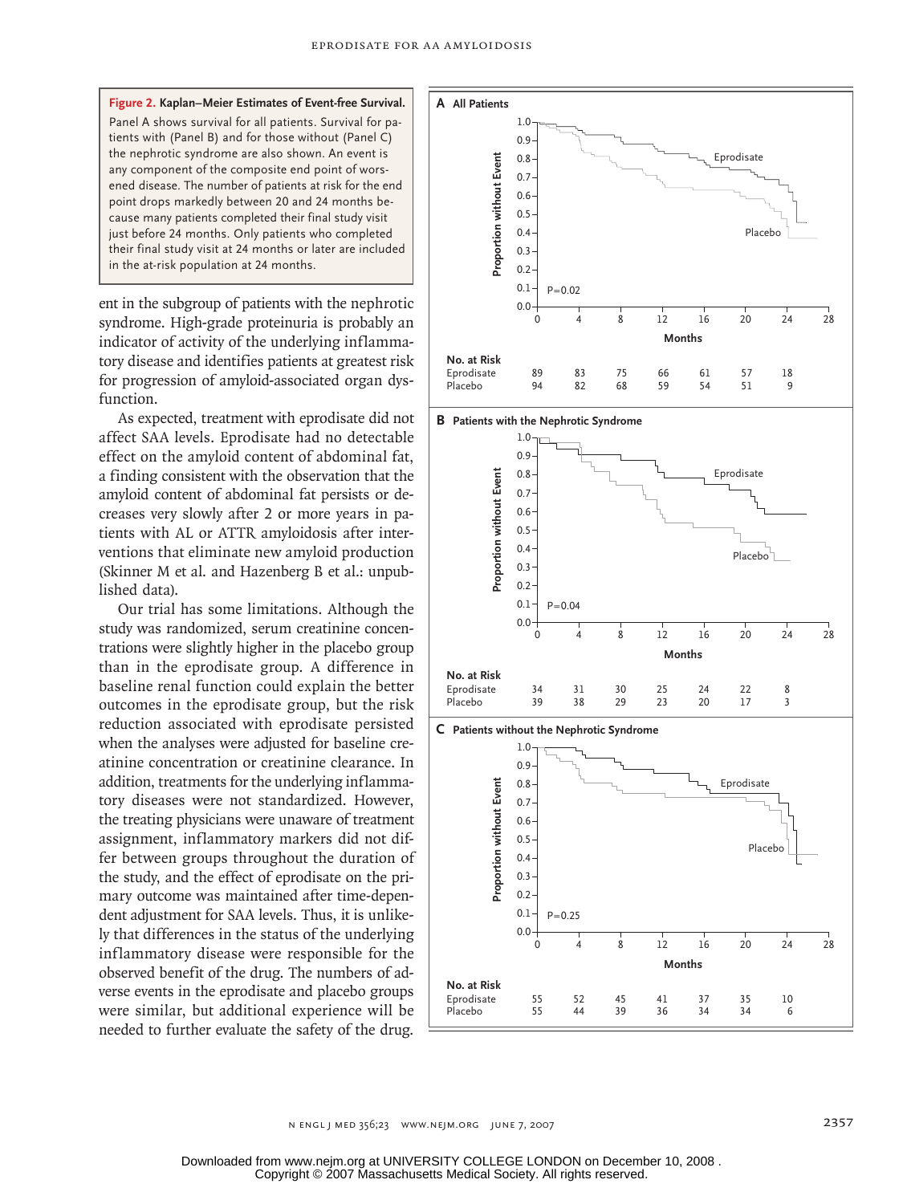**Figure 2. Kaplan–Meier Estimates of Event-free Survival.**
Panel A shows survival for all patients. Survival for patients with (Panel B) and for those without (Panel C) the nephrotic syndrome are also shown. An event is any component of the composite end point of worsened disease. The number of patients at risk for the end point drops markedly between 20 and 24 months because many patients completed their final study visit just before 24 months. Only patients who completed their final study visit at 24 months or later are included in the at-risk population at 24 months.

**A All Patients**

P=0.02

| No. at Risk | 0 | 4 | 8 | 12 | 16 | 20 | 24 |
|---|---|---|---|---|---|---|---|
| Eprodisate | 89 | 83 | 75 | 66 | 61 | 57 | 18 |
| Placebo | 94 | 82 | 68 | 59 | 54 | 51 | 9 |

**B Patients with the Nephrotic Syndrome**

P=0.04

| No. at Risk | 0 | 4 | 8 | 12 | 16 | 20 | 24 |
|---|---|---|---|---|---|---|---|
| Eprodisate | 34 | 31 | 30 | 25 | 24 | 22 | 8 |
| Placebo | 39 | 38 | 29 | 23 | 20 | 17 | 3 |

**C Patients without the Nephrotic Syndrome**

P=0.25

| No. at Risk | 0 | 4 | 8 | 12 | 16 | 20 | 24 |
|---|---|---|---|---|---|---|---|
| Eprodisate | 55 | 52 | 45 | 41 | 37 | 35 | 10 |
| Placebo | 55 | 44 | 39 | 36 | 34 | 34 | 6 |

ent in the subgroup of patients with the nephrotic syndrome. High-grade proteinuria is probably an indicator of activity of the underlying inflammatory disease and identifies patients at greatest risk for progression of amyloid-associated organ dysfunction.

As expected, treatment with eprodisate did not affect SAA levels. Eprodisate had no detectable effect on the amyloid content of abdominal fat, a finding consistent with the observation that the amyloid content of abdominal fat persists or decreases very slowly after 2 or more years in patients with AL or ATTR amyloidosis after interventions that eliminate new amyloid production (Skinner M et al. and Hazenberg B et al.: unpublished data).

Our trial has some limitations. Although the study was randomized, serum creatinine concentrations were slightly higher in the placebo group than in the eprodisate group. A difference in baseline renal function could explain the better outcomes in the eprodisate group, but the risk reduction associated with eprodisate persisted when the analyses were adjusted for baseline creatinine concentration or creatinine clearance. In addition, treatments for the underlying inflammatory diseases were not standardized. However, the treating physicians were unaware of treatment assignment, inflammatory markers did not differ between groups throughout the duration of the study, and the effect of eprodisate on the primary outcome was maintained after time-dependent adjustment for SAA levels. Thus, it is unlikely that differences in the status of the underlying inflammatory disease were responsible for the observed benefit of the drug. The numbers of adverse events in the eprodisate and placebo groups were similar, but additional experience will be needed to further evaluate the safety of the drug.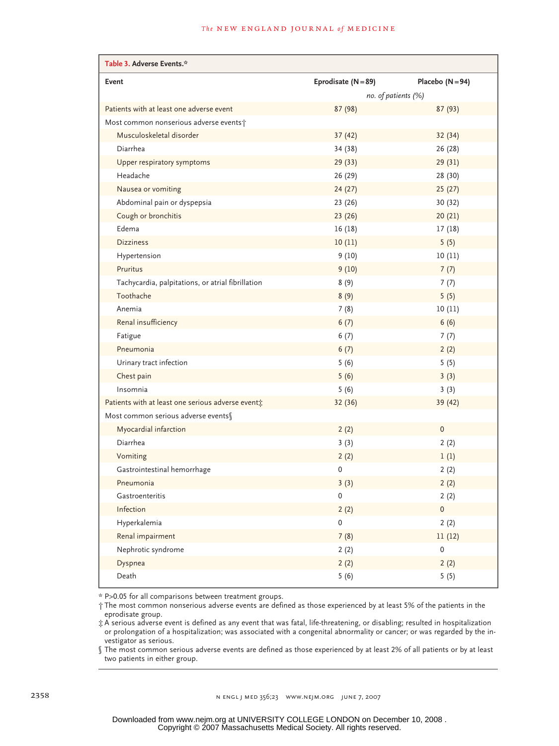**Table 3. Adverse Events.***

| Event | Eprodisate (N=89) | Placebo (N=94) |
|---|---|---|
| | *no. of patients (%)* | |
| Patients with at least one adverse event | 87 (98) | 87 (93) |
| Most common nonserious adverse events† | | |
| Musculoskeletal disorder | 37 (42) | 32 (34) |
| Diarrhea | 34 (38) | 26 (28) |
| Upper respiratory symptoms | 29 (33) | 29 (31) |
| Headache | 26 (29) | 28 (30) |
| Nausea or vomiting | 24 (27) | 25 (27) |
| Abdominal pain or dyspepsia | 23 (26) | 30 (32) |
| Cough or bronchitis | 23 (26) | 20 (21) |
| Edema | 16 (18) | 17 (18) |
| Dizziness | 10 (11) | 5 (5) |
| Hypertension | 9 (10) | 10 (11) |
| Pruritus | 9 (10) | 7 (7) |
| Tachycardia, palpitations, or atrial fibrillation | 8 (9) | 7 (7) |
| Toothache | 8 (9) | 5 (5) |
| Anemia | 7 (8) | 10 (11) |
| Renal insufficiency | 6 (7) | 6 (6) |
| Fatigue | 6 (7) | 7 (7) |
| Pneumonia | 6 (7) | 2 (2) |
| Urinary tract infection | 5 (6) | 5 (5) |
| Chest pain | 5 (6) | 3 (3) |
| Insomnia | 5 (6) | 3 (3) |
| Patients with at least one serious adverse event‡ | 32 (36) | 39 (42) |
| Most common serious adverse events§ | | |
| Myocardial infarction | 2 (2) | 0 |
| Diarrhea | 3 (3) | 2 (2) |
| Vomiting | 2 (2) | 1 (1) |
| Gastrointestinal hemorrhage | 0 | 2 (2) |
| Pneumonia | 3 (3) | 2 (2) |
| Gastroenteritis | 0 | 2 (2) |
| Infection | 2 (2) | 0 |
| Hyperkalemia | 0 | 2 (2) |
| Renal impairment | 7 (8) | 11 (12) |
| Nephrotic syndrome | 2 (2) | 0 |
| Dyspnea | 2 (2) | 2 (2) |
| Death | 5 (6) | 5 (5) |

* P>0.05 for all comparisons between treatment groups.

† The most common nonserious adverse events are defined as those experienced by at least 5% of the patients in the eprodisate group.

‡ A serious adverse event is defined as any event that was fatal, life-threatening, or disabling; resulted in hospitalization or prolongation of a hospitalization; was associated with a congenital abnormality or cancer; or was regarded by the investigator as serious.

§ The most common serious adverse events are defined as those experienced by at least 2% of all patients or by at least two patients in either group.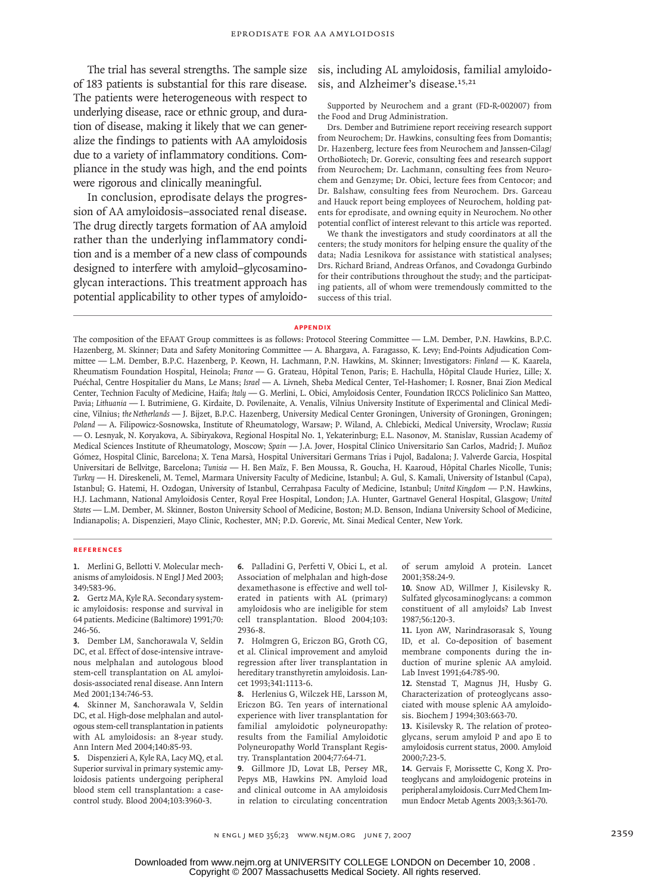The trial has several strengths. The sample size of 183 patients is substantial for this rare disease. The patients were heterogeneous with respect to underlying disease, race or ethnic group, and duration of disease, making it likely that we can generalize the findings to patients with AA amyloidosis due to a variety of inflammatory conditions. Compliance in the study was high, and the end points were rigorous and clinically meaningful.

In conclusion, eprodisate delays the progression of AA amyloidosis–associated renal disease. The drug directly targets formation of AA amyloid rather than the underlying inflammatory condition and is a member of a new class of compounds designed to interfere with amyloid–glycosaminoglycan interactions. This treatment approach has potential applicability to other types of amyloidosis, including AL amyloidosis, familial amyloidosis, and Alzheimer's disease.[15,21]

Supported by Neurochem and a grant (FD-R-002007) from the Food and Drug Administration.

Drs. Dember and Butrimiene report receiving research support from Neurochem; Dr. Hawkins, consulting fees from Domantis; Dr. Hazenberg, lecture fees from Neurochem and Janssen-Cilag/OrthoBiotech; Dr. Gorevic, consulting fees and research support from Neurochem; Dr. Lachmann, consulting fees from Neurochem and Genzyme; Dr. Obici, lecture fees from Centocor; and Dr. Balshaw, consulting fees from Neurochem. Drs. Garceau and Hauck report being employees of Neurochem, holding patents for eprodisate, and owning equity in Neurochem. No other potential conflict of interest relevant to this article was reported.

We thank the investigators and study coordinators at all the centers; the study monitors for helping ensure the quality of the data; Nadia Lesnikova for assistance with statistical analyses; Drs. Richard Briand, Andreas Orfanos, and Covadonga Gurbindo for their contributions throughout the study; and the participating patients, all of whom were tremendously committed to the success of this trial.

## APPENDIX

The composition of the EFAAT Group committees is as follows: Protocol Steering Committee — L.M. Dember, P.N. Hawkins, B.P.C. Hazenberg, M. Skinner; Data and Safety Monitoring Committee — A. Bhargava, A. Faragasso, K. Levy; End-Points Adjudication Committee — L.M. Dember, B.P.C. Hazenberg, P. Keown, H. Lachmann, P.N. Hawkins, M. Skinner; Investigators: *Finland* — K. Kaarela, Rheumatism Foundation Hospital, Heinola; *France* — G. Grateau, Hôpital Tenon, Paris; E. Hachulla, Hôpital Claude Huriez, Lille; X. Puéchal, Centre Hospitalier du Mans, Le Mans; *Israel* — A. Livneh, Sheba Medical Center, Tel-Hashomer; I. Rosner, Bnai Zion Medical Center, Technion Faculty of Medicine, Haifa; *Italy* — G. Merlini, L. Obici, Amyloidosis Center, Foundation IRCCS Policlinico San Matteo, Pavia; *Lithuania* — I. Butrimiene, G. Kirdaite, D. Povilenaite, A. Venalis, Vilnius University Institute of Experimental and Clinical Medicine, Vilnius; *the Netherlands* — J. Bijzet, B.P.C. Hazenberg, University Medical Center Groningen, University of Groningen, Groningen; *Poland* — A. Filipowicz-Sosnowska, Institute of Rheumatology, Warsaw; P. Wiland, A. Chlebicki, Medical University, Wroclaw; *Russia* — O. Lesnyak, N. Koryakova, A. Sibiryakova, Regional Hospital No. 1, Yekaterinburg; E.L. Nasonov, M. Stanislav, Russian Academy of Medical Sciences Institute of Rheumatology, Moscow; *Spain* — J.A. Jover, Hospital Clinico Universitario San Carlos, Madrid; J. Muñoz Gómez, Hospital Clinic, Barcelona; X. Tena Marsà, Hospital Universitari Germans Trias i Pujol, Badalona; J. Valverde Garcia, Hospital Universitari de Bellvitge, Barcelona; *Tunisia* — H. Ben Maïz, F. Ben Moussa, R. Goucha, H. Kaaroud, Hôpital Charles Nicolle, Tunis; *Turkey* — H. Direskeneli, M. Temel, Marmara University Faculty of Medicine, Istanbul; A. Gul, S. Kamali, University of Istanbul (Capa), Istanbul; G. Hatemi, H. Ozdogan, University of Istanbul, Cerrahpasa Faculty of Medicine, Istanbul; *United Kingdom* — P.N. Hawkins, H.J. Lachmann, National Amyloidosis Center, Royal Free Hospital, London; J.A. Hunter, Gartnavel General Hospital, Glasgow; *United States* — L.M. Dember, M. Skinner, Boston University School of Medicine, Boston; M.D. Benson, Indiana University School of Medicine, Indianapolis; A. Dispenzieri, Mayo Clinic, Rochester, MN; P.D. Gorevic, Mt. Sinai Medical Center, New York.

## REFERENCES

1. Merlini G, Bellotti V. Molecular mechanisms of amyloidosis. N Engl J Med 2003;349:583-96.
2. Gertz MA, Kyle RA. Secondary systemic amyloidosis: response and survival in 64 patients. Medicine (Baltimore) 1991;70:246-56.
3. Dember LM, Sanchorawala V, Seldin DC, et al. Effect of dose-intensive intravenous melphalan and autologous blood stem-cell transplantation on AL amyloidosis-associated renal disease. Ann Intern Med 2001;134:746-53.
4. Skinner M, Sanchorawala V, Seldin DC, et al. High-dose melphalan and autologous stem-cell transplantation in patients with AL amyloidosis: an 8-year study. Ann Intern Med 2004;140:85-93.
5. Dispenzieri A, Kyle RA, Lacy MQ, et al. Superior survival in primary systemic amyloidosis patients undergoing peripheral blood stem cell transplantation: a case-control study. Blood 2004;103:3960-3.
6. Palladini G, Perfetti V, Obici L, et al. Association of melphalan and high-dose dexamethasone is effective and well tolerated in patients with AL (primary) amyloidosis who are ineligible for stem cell transplantation. Blood 2004;103:2936-8.
7. Holmgren G, Ericzon BG, Groth CG, et al. Clinical improvement and amyloid regression after liver transplantation in hereditary transthyretin amyloidosis. Lancet 1993;341:1113-6.
8. Herlenius G, Wilczek HE, Larsson M, Ericzon BG. Ten years of international experience with liver transplantation for familial amyloidotic polyneuropathy: results from the Familial Amyloidotic Polyneuropathy World Transplant Registry. Transplantation 2004;77:64-71.
9. Gillmore JD, Lovat LB, Persey MR, Pepys MB, Hawkins PN. Amyloid load and clinical outcome in AA amyloidosis in relation to circulating concentration of serum amyloid A protein. Lancet 2001;358:24-9.
10. Snow AD, Willmer J, Kisilevsky R. Sulfated glycosaminoglycans: a common constituent of all amyloids? Lab Invest 1987;56:120-3.
11. Lyon AW, Narindrasorasak S, Young ID, et al. Co-deposition of basement membrane components during the induction of murine splenic AA amyloid. Lab Invest 1991;64:785-90.
12. Stenstad T, Magnus JH, Husby G. Characterization of proteoglycans associated with mouse splenic AA amyloidosis. Biochem J 1994;303:663-70.
13. Kisilevsky R. The relation of proteoglycans, serum amyloid P and apo E to amyloidosis current status, 2000. Amyloid 2000;7:23-5.
14. Gervais F, Morissette C, Kong X. Proteoglycans and amyloidogenic proteins in peripheral amyloidosis. Curr Med Chem Immun Endocr Metab Agents 2003;3:361-70.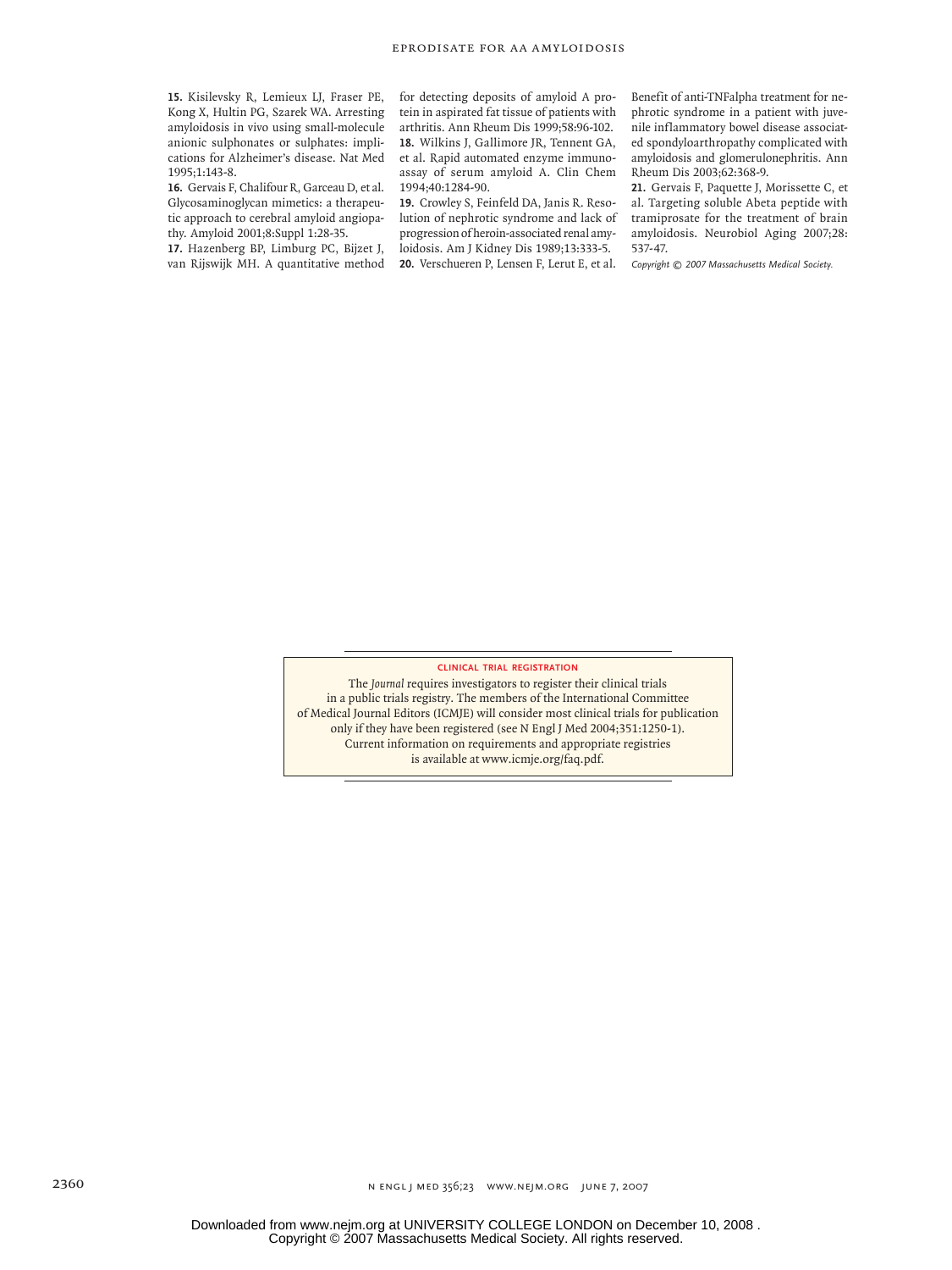15. Kisilevsky R, Lemieux LJ, Fraser PE, Kong X, Hultin PG, Szarek WA. Arresting amyloidosis in vivo using small-molecule anionic sulphonates or sulphates: implications for Alzheimer's disease. Nat Med 1995;1:143-8.

16. Gervais F, Chalifour R, Garceau D, et al. Glycosaminoglycan mimetics: a therapeutic approach to cerebral amyloid angiopathy. Amyloid 2001;8:Suppl 1:28-35.

17. Hazenberg BP, Limburg PC, Bijzet J, van Rijswijk MH. A quantitative method for detecting deposits of amyloid A protein in aspirated fat tissue of patients with arthritis. Ann Rheum Dis 1999;58:96-102.

18. Wilkins J, Gallimore JR, Tennent GA, et al. Rapid automated enzyme immunoassay of serum amyloid A. Clin Chem 1994;40:1284-90.

19. Crowley S, Feinfeld DA, Janis R. Resolution of nephrotic syndrome and lack of progression of heroin-associated renal amyloidosis. Am J Kidney Dis 1989;13:333-5.

20. Verschueren P, Lensen F, Lerut E, et al. Benefit of anti-TNFalpha treatment for nephrotic syndrome in a patient with juvenile inflammatory bowel disease associated spondyloarthropathy complicated with amyloidosis and glomerulonephritis. Ann Rheum Dis 2003;62:368-9.

21. Gervais F, Paquette J, Morissette C, et al. Targeting soluble Abeta peptide with tramiprosate for the treatment of brain amyloidosis. Neurobiol Aging 2007;28:537-47.

*Copyright © 2007 Massachusetts Medical Society.*

**CLINICAL TRIAL REGISTRATION**

The *Journal* requires investigators to register their clinical trials in a public trials registry. The members of the International Committee of Medical Journal Editors (ICMJE) will consider most clinical trials for publication only if they have been registered (see N Engl J Med 2004;351:1250-1). Current information on requirements and appropriate registries is available at www.icmje.org/faq.pdf.